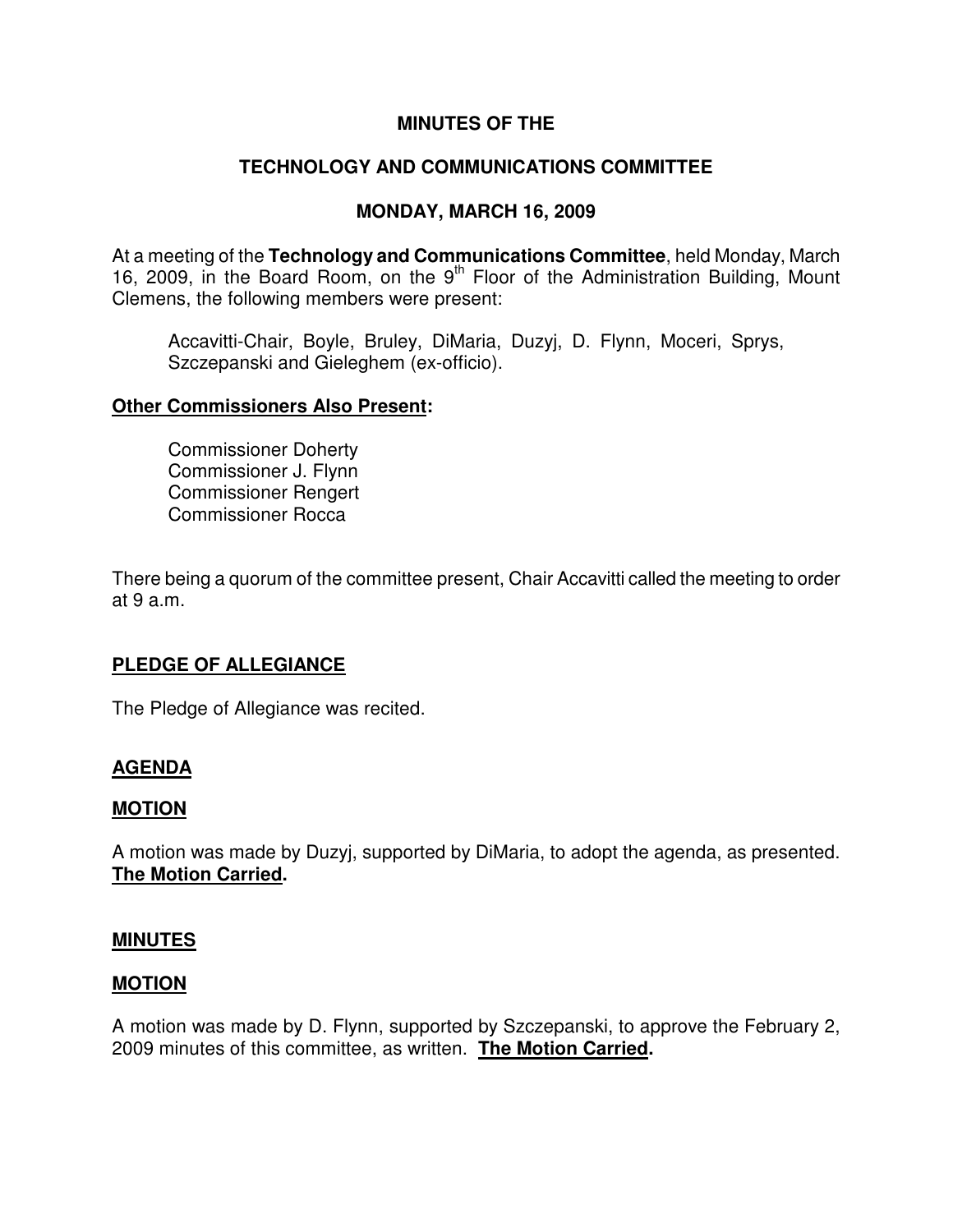# MINUTES OF THE

# TECHNOLOGY AND COMMUNICATIONS COMMITTEE

# MONDAY, MARCH 16, 2009

At a meeting of the **Technology and Communications Committee**, held Monday, March 16, 2009, in the Board Room, on the 9th Floor of the Administration Building, Mount Clemens, the following members were present:

> Accavitti-Chair, Boyle, Bruley, DiMaria, Duzyj, D. Flynn, Moceri, Sprys, Szczepanski and Gieleghem (ex-officio).

**Other Commissioners Also Present:**

> Commissioner Doherty
> Commissioner J. Flynn
> Commissioner Rengert
> Commissioner Rocca

There being a quorum of the committee present, Chair Accavitti called the meeting to order at 9 a.m.

## PLEDGE OF ALLEGIANCE

The Pledge of Allegiance was recited.

## AGENDA

### MOTION

A motion was made by Duzyj, supported by DiMaria, to adopt the agenda, as presented. **The Motion Carried.**

## MINUTES

### MOTION

A motion was made by D. Flynn, supported by Szczepanski, to approve the February 2, 2009 minutes of this committee, as written. **The Motion Carried.**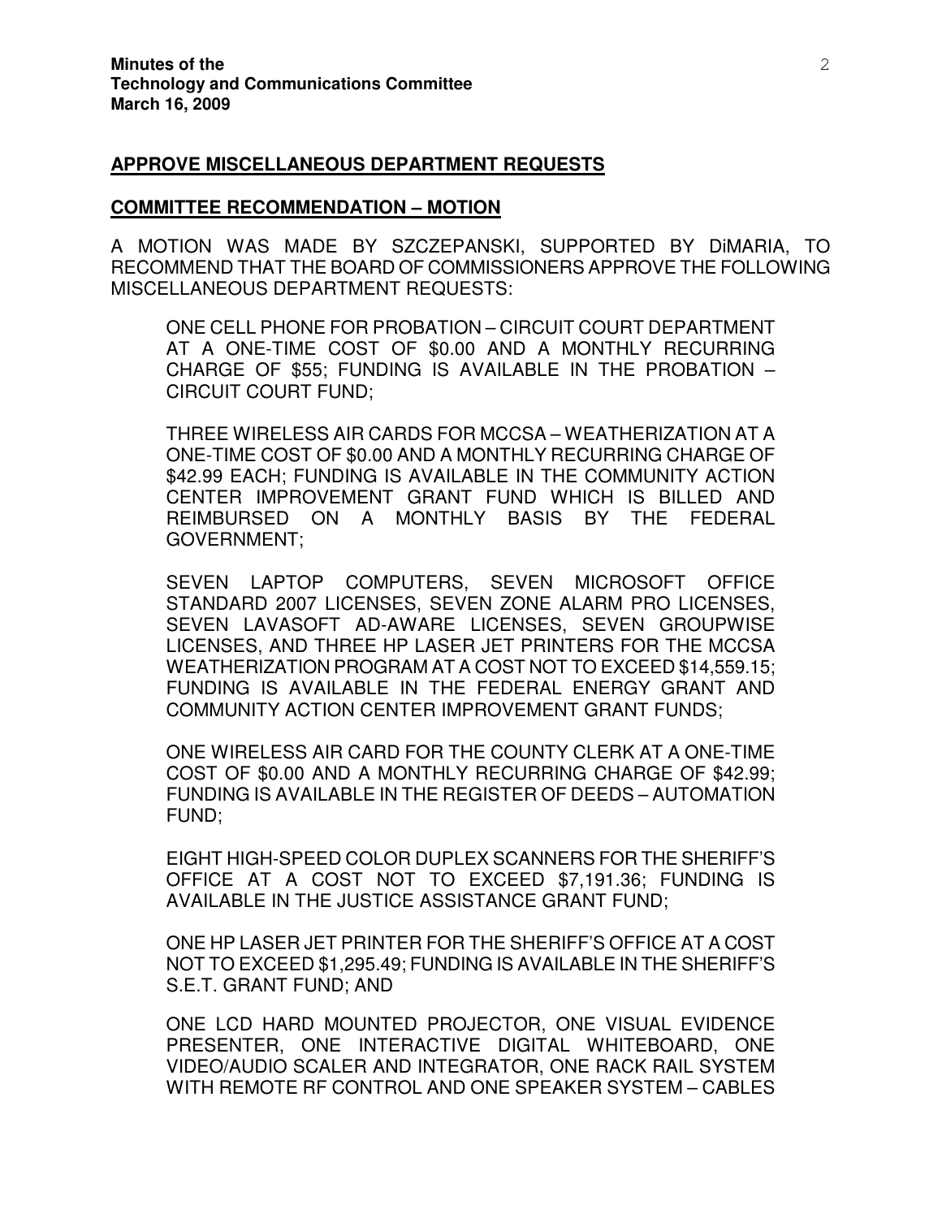**APPROVE MISCELLANEOUS DEPARTMENT REQUESTS**

**COMMITTEE RECOMMENDATION – MOTION**

A MOTION WAS MADE BY SZCZEPANSKI, SUPPORTED BY DiMARIA, TO RECOMMEND THAT THE BOARD OF COMMISSIONERS APPROVE THE FOLLOWING MISCELLANEOUS DEPARTMENT REQUESTS:

ONE CELL PHONE FOR PROBATION – CIRCUIT COURT DEPARTMENT AT A ONE-TIME COST OF $0.00 AND A MONTHLY RECURRING CHARGE OF $55; FUNDING IS AVAILABLE IN THE PROBATION – CIRCUIT COURT FUND;

THREE WIRELESS AIR CARDS FOR MCCSA – WEATHERIZATION AT A ONE-TIME COST OF $0.00 AND A MONTHLY RECURRING CHARGE OF $42.99 EACH; FUNDING IS AVAILABLE IN THE COMMUNITY ACTION CENTER IMPROVEMENT GRANT FUND WHICH IS BILLED AND REIMBURSED ON A MONTHLY BASIS BY THE FEDERAL GOVERNMENT;

SEVEN LAPTOP COMPUTERS, SEVEN MICROSOFT OFFICE STANDARD 2007 LICENSES, SEVEN ZONE ALARM PRO LICENSES, SEVEN LAVASOFT AD-AWARE LICENSES, SEVEN GROUPWISE LICENSES, AND THREE HP LASER JET PRINTERS FOR THE MCCSA WEATHERIZATION PROGRAM AT A COST NOT TO EXCEED $14,559.15; FUNDING IS AVAILABLE IN THE FEDERAL ENERGY GRANT AND COMMUNITY ACTION CENTER IMPROVEMENT GRANT FUNDS;

ONE WIRELESS AIR CARD FOR THE COUNTY CLERK AT A ONE-TIME COST OF $0.00 AND A MONTHLY RECURRING CHARGE OF $42.99; FUNDING IS AVAILABLE IN THE REGISTER OF DEEDS – AUTOMATION FUND;

EIGHT HIGH-SPEED COLOR DUPLEX SCANNERS FOR THE SHERIFF'S OFFICE AT A COST NOT TO EXCEED $7,191.36; FUNDING IS AVAILABLE IN THE JUSTICE ASSISTANCE GRANT FUND;

ONE HP LASER JET PRINTER FOR THE SHERIFF'S OFFICE AT A COST NOT TO EXCEED $1,295.49; FUNDING IS AVAILABLE IN THE SHERIFF'S S.E.T. GRANT FUND; AND

ONE LCD HARD MOUNTED PROJECTOR, ONE VISUAL EVIDENCE PRESENTER, ONE INTERACTIVE DIGITAL WHITEBOARD, ONE VIDEO/AUDIO SCALER AND INTEGRATOR, ONE RACK RAIL SYSTEM WITH REMOTE RF CONTROL AND ONE SPEAKER SYSTEM – CABLES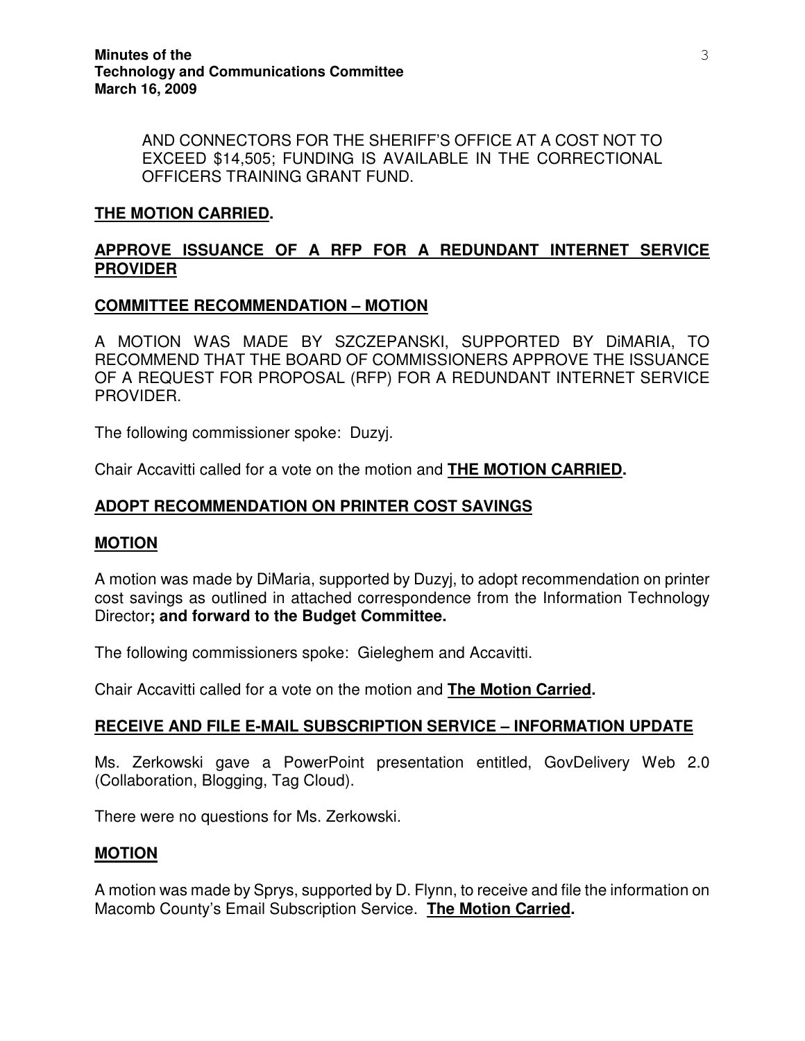AND CONNECTORS FOR THE SHERIFF'S OFFICE AT A COST NOT TO EXCEED $14,505; FUNDING IS AVAILABLE IN THE CORRECTIONAL OFFICERS TRAINING GRANT FUND.

**THE MOTION CARRIED.**

**APPROVE ISSUANCE OF A RFP FOR A REDUNDANT INTERNET SERVICE PROVIDER**

**COMMITTEE RECOMMENDATION – MOTION**

A MOTION WAS MADE BY SZCZEPANSKI, SUPPORTED BY DiMARIA, TO RECOMMEND THAT THE BOARD OF COMMISSIONERS APPROVE THE ISSUANCE OF A REQUEST FOR PROPOSAL (RFP) FOR A REDUNDANT INTERNET SERVICE PROVIDER.

The following commissioner spoke: Duzyj.

Chair Accavitti called for a vote on the motion and **THE MOTION CARRIED.**

**ADOPT RECOMMENDATION ON PRINTER COST SAVINGS**

**MOTION**

A motion was made by DiMaria, supported by Duzyj, to adopt recommendation on printer cost savings as outlined in attached correspondence from the Information Technology Director**; and forward to the Budget Committee.**

The following commissioners spoke: Gieleghem and Accavitti.

Chair Accavitti called for a vote on the motion and **The Motion Carried.**

**RECEIVE AND FILE E-MAIL SUBSCRIPTION SERVICE – INFORMATION UPDATE**

Ms. Zerkowski gave a PowerPoint presentation entitled, GovDelivery Web 2.0 (Collaboration, Blogging, Tag Cloud).

There were no questions for Ms. Zerkowski.

**MOTION**

A motion was made by Sprys, supported by D. Flynn, to receive and file the information on Macomb County's Email Subscription Service. **The Motion Carried.**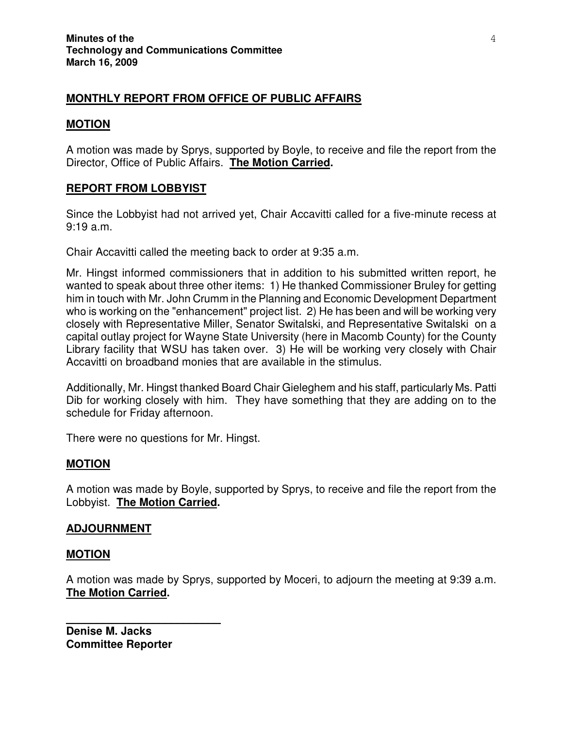## MONTHLY REPORT FROM OFFICE OF PUBLIC AFFAIRS

### MOTION

A motion was made by Sprys, supported by Boyle, to receive and file the report from the Director, Office of Public Affairs. **The Motion Carried.**

## REPORT FROM LOBBYIST

Since the Lobbyist had not arrived yet, Chair Accavitti called for a five-minute recess at 9:19 a.m.

Chair Accavitti called the meeting back to order at 9:35 a.m.

Mr. Hingst informed commissioners that in addition to his submitted written report, he wanted to speak about three other items: 1) He thanked Commissioner Bruley for getting him in touch with Mr. John Crumm in the Planning and Economic Development Department who is working on the "enhancement" project list. 2) He has been and will be working very closely with Representative Miller, Senator Switalski, and Representative Switalski on a capital outlay project for Wayne State University (here in Macomb County) for the County Library facility that WSU has taken over. 3) He will be working very closely with Chair Accavitti on broadband monies that are available in the stimulus.

Additionally, Mr. Hingst thanked Board Chair Gieleghem and his staff, particularly Ms. Patti Dib for working closely with him. They have something that they are adding on to the schedule for Friday afternoon.

There were no questions for Mr. Hingst.

### MOTION

A motion was made by Boyle, supported by Sprys, to receive and file the report from the Lobbyist. **The Motion Carried.**

## ADJOURNMENT

### MOTION

A motion was made by Sprys, supported by Moceri, to adjourn the meeting at 9:39 a.m. **The Motion Carried.**

**Denise M. Jacks**
**Committee Reporter**